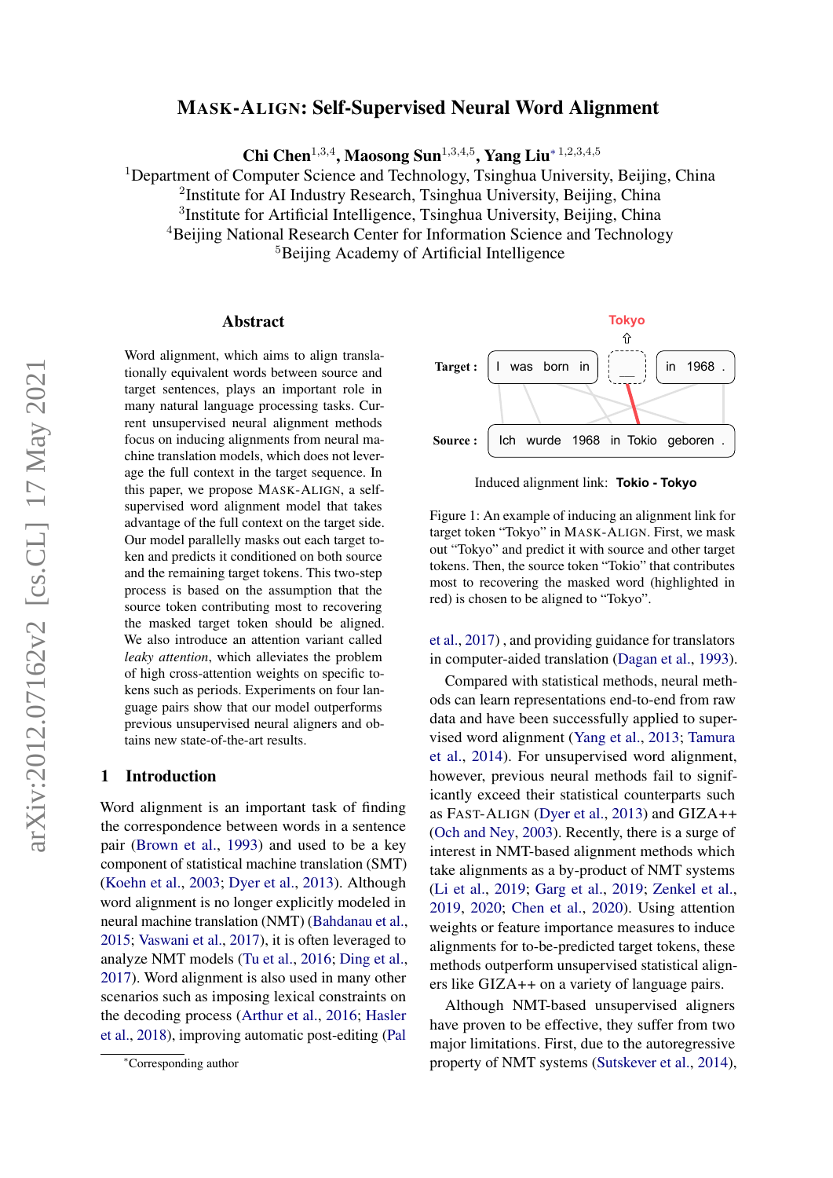# MASK-ALIGN: Self-Supervised Neural Word Alignment

**Chi Chen**[1,3,4], **Maosong Sun**[1,3,4,5], **Yang Liu**[*1,2,3,4,5]

[1]Department of Computer Science and Technology, Tsinghua University, Beijing, China
[2]Institute for AI Industry Research, Tsinghua University, Beijing, China
[3]Institute for Artificial Intelligence, Tsinghua University, Beijing, China
[4]Beijing National Research Center for Information Science and Technology
[5]Beijing Academy of Artificial Intelligence

## Abstract

Word alignment, which aims to align translationally equivalent words between source and target sentences, plays an important role in many natural language processing tasks. Current unsupervised neural alignment methods focus on inducing alignments from neural machine translation models, which does not leverage the full context in the target sequence. In this paper, we propose MASK-ALIGN, a self-supervised word alignment model that takes advantage of the full context on the target side. Our model parallelly masks out each target token and predicts it conditioned on both source and the remaining target tokens. This two-step process is based on the assumption that the source token contributing most to recovering the masked target token should be aligned. We also introduce an attention variant called *leaky attention*, which alleviates the problem of high cross-attention weights on specific tokens such as periods. Experiments on four language pairs show that our model outperforms previous unsupervised neural aligners and obtains new state-of-the-art results.

## 1 Introduction

Word alignment is an important task of finding the correspondence between words in a sentence pair (Brown et al., 1993) and used to be a key component of statistical machine translation (SMT) (Koehn et al., 2003; Dyer et al., 2013). Although word alignment is no longer explicitly modeled in neural machine translation (NMT) (Bahdanau et al., 2015; Vaswani et al., 2017), it is often leveraged to analyze NMT models (Tu et al., 2016; Ding et al., 2017). Word alignment is also used in many other scenarios such as imposing lexical constraints on the decoding process (Arthur et al., 2016; Hasler et al., 2018), improving automatic post-editing (Pal et al., 2017) , and providing guidance for translators in computer-aided translation (Dagan et al., 1993).

Target : I was born in ___ in 1968 .

Source : Ich wurde 1968 in Tokio geboren .

Induced alignment link: **Tokio - Tokyo**

Figure 1: An example of inducing an alignment link for target token "Tokyo" in MASK-ALIGN. First, we mask out "Tokyo" and predict it with source and other target tokens. Then, the source token "Tokio" that contributes most to recovering the masked word (highlighted in red) is chosen to be aligned to "Tokyo".

Compared with statistical methods, neural methods can learn representations end-to-end from raw data and have been successfully applied to supervised word alignment (Yang et al., 2013; Tamura et al., 2014). For unsupervised word alignment, however, previous neural methods fail to significantly exceed their statistical counterparts such as FAST-ALIGN (Dyer et al., 2013) and GIZA++ (Och and Ney, 2003). Recently, there is a surge of interest in NMT-based alignment methods which take alignments as a by-product of NMT systems (Li et al., 2019; Garg et al., 2019; Zenkel et al., 2019, 2020; Chen et al., 2020). Using attention weights or feature importance measures to induce alignments for to-be-predicted target tokens, these methods outperform unsupervised statistical aligners like GIZA++ on a variety of language pairs.

Although NMT-based unsupervised aligners have proven to be effective, they suffer from two major limitations. First, due to the autoregressive property of NMT systems (Sutskever et al., 2014),

[*]Corresponding author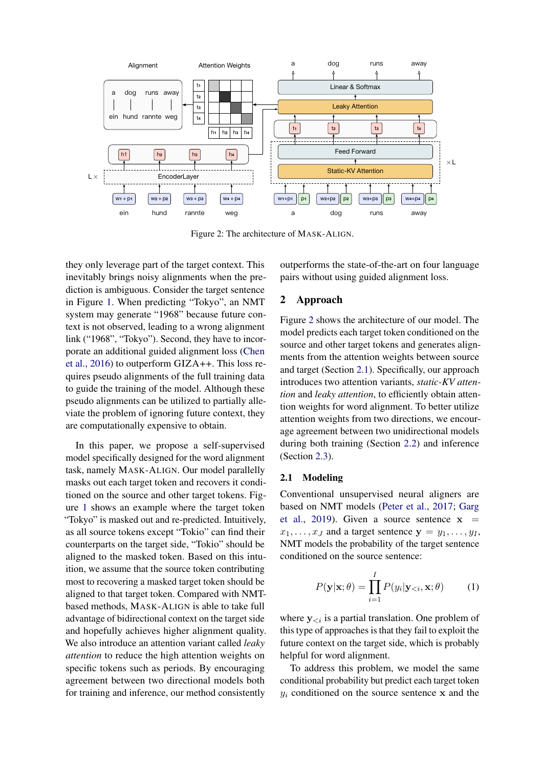Figure 2: The architecture of MASK-ALIGN.

they only leverage part of the target context. This inevitably brings noisy alignments when the prediction is ambiguous. Consider the target sentence in Figure 1. When predicting "Tokyo", an NMT system may generate "1968" because future context is not observed, leading to a wrong alignment link ("1968", "Tokyo"). Second, they have to incorporate an additional guided alignment loss (Chen et al., 2016) to outperform GIZA++. This loss requires pseudo alignments of the full training data to guide the training of the model. Although these pseudo alignments can be utilized to partially alleviate the problem of ignoring future context, they are computationally expensive to obtain.

In this paper, we propose a self-supervised model specifically designed for the word alignment task, namely MASK-ALIGN. Our model parallelly masks out each target token and recovers it conditioned on the source and other target tokens. Figure 1 shows an example where the target token "Tokyo" is masked out and re-predicted. Intuitively, as all source tokens except "Tokio" can find their counterparts on the target side, "Tokio" should be aligned to the masked token. Based on this intuition, we assume that the source token contributing most to recovering a masked target token should be aligned to that target token. Compared with NMT-based methods, MASK-ALIGN is able to take full advantage of bidirectional context on the target side and hopefully achieves higher alignment quality. We also introduce an attention variant called *leaky attention* to reduce the high attention weights on specific tokens such as periods. By encouraging agreement between two directional models both for training and inference, our method consistently outperforms the state-of-the-art on four language pairs without using guided alignment loss.

## 2 Approach

Figure 2 shows the architecture of our model. The model predicts each target token conditioned on the source and other target tokens and generates alignments from the attention weights between source and target (Section 2.1). Specifically, our approach introduces two attention variants, *static-KV attention* and *leaky attention*, to efficiently obtain attention weights for word alignment. To better utilize attention weights from two directions, we encourage agreement between two unidirectional models during both training (Section 2.2) and inference (Section 2.3).

### 2.1 Modeling

Conventional unsupervised neural aligners are based on NMT models (Peter et al., 2017; Garg et al., 2019). Given a source sentence $\mathbf{x} = x_1, \dots, x_J$ and a target sentence $\mathbf{y} = y_1, \dots, y_I$, NMT models the probability of the target sentence conditioned on the source sentence:

$$P(\mathbf{y}|\mathbf{x};\theta) = \prod_{i=1}^{I} P(y_i|\mathbf{y}_{<i}, \mathbf{x};\theta) \qquad (1)$$

where $\mathbf{y}_{<i}$ is a partial translation. One problem of this type of approaches is that they fail to exploit the future context on the target side, which is probably helpful for word alignment.

To address this problem, we model the same conditional probability but predict each target token $y_i$ conditioned on the source sentence $\mathbf{x}$ and the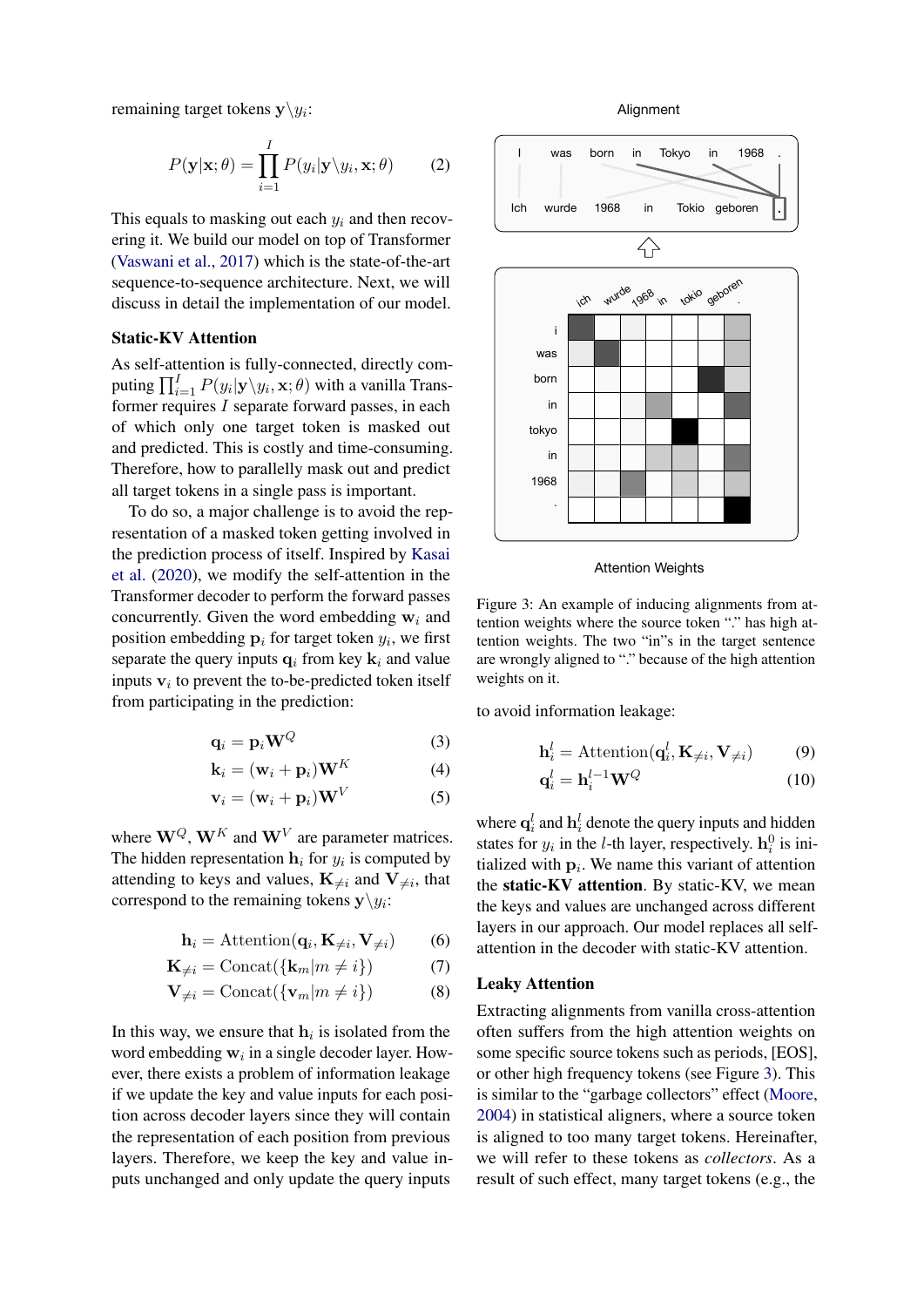remaining target tokens $\mathbf{y} \backslash y_i$:

$$P(\mathbf{y}|\mathbf{x};\theta) = \prod_{i=1}^{I} P(y_i|\mathbf{y}\backslash y_i, \mathbf{x};\theta) \quad (2)$$

This equals to masking out each $y_i$ and then recovering it. We build our model on top of Transformer (Vaswani et al., 2017) which is the state-of-the-art sequence-to-sequence architecture. Next, we will discuss in detail the implementation of our model.

### Static-KV Attention

As self-attention is fully-connected, directly computing $\prod_{i=1}^{I} P(y_i|\mathbf{y}\backslash y_i, \mathbf{x};\theta)$ with a vanilla Transformer requires $I$ separate forward passes, in each of which only one target token is masked out and predicted. This is costly and time-consuming. Therefore, how to parallelly mask out and predict all target tokens in a single pass is important.

To do so, a major challenge is to avoid the representation of a masked token getting involved in the prediction process of itself. Inspired by Kasai et al. (2020), we modify the self-attention in the Transformer decoder to perform the forward passes concurrently. Given the word embedding $\mathbf{w}_i$ and position embedding $\mathbf{p}_i$ for target token $y_i$, we first separate the query inputs $\mathbf{q}_i$ from key $\mathbf{k}_i$ and value inputs $\mathbf{v}_i$ to prevent the to-be-predicted token itself from participating in the prediction:

$$\mathbf{q}_i = \mathbf{p}_i \mathbf{W}^Q \quad (3)$$

$$\mathbf{k}_i = (\mathbf{w}_i + \mathbf{p}_i)\mathbf{W}^K \quad (4)$$

$$\mathbf{v}_i = (\mathbf{w}_i + \mathbf{p}_i)\mathbf{W}^V \quad (5)$$

where $\mathbf{W}^Q$, $\mathbf{W}^K$ and $\mathbf{W}^V$ are parameter matrices. The hidden representation $\mathbf{h}_i$ for $y_i$ is computed by attending to keys and values, $\mathbf{K}_{\neq i}$ and $\mathbf{V}_{\neq i}$, that correspond to the remaining tokens $\mathbf{y}\backslash y_i$:

$$\mathbf{h}_i = \text{Attention}(\mathbf{q}_i, \mathbf{K}_{\neq i}, \mathbf{V}_{\neq i}) \quad (6)$$

$$\mathbf{K}_{\neq i} = \text{Concat}(\{\mathbf{k}_m | m \neq i\}) \quad (7)$$

$$\mathbf{V}_{\neq i} = \text{Concat}(\{\mathbf{v}_m | m \neq i\}) \quad (8)$$

In this way, we ensure that $\mathbf{h}_i$ is isolated from the word embedding $\mathbf{w}_i$ in a single decoder layer. However, there exists a problem of information leakage if we update the key and value inputs for each position across decoder layers since they will contain the representation of each position from previous layers. Therefore, we keep the key and value inputs unchanged and only update the query inputs to avoid information leakage:

$$\mathbf{h}_i^l = \text{Attention}(\mathbf{q}_i^l, \mathbf{K}_{\neq i}, \mathbf{V}_{\neq i}) \quad (9)$$

$$\mathbf{q}_i^l = \mathbf{h}_i^{l-1}\mathbf{W}^Q \quad (10)$$

where $\mathbf{q}_i^l$ and $\mathbf{h}_i^l$ denote the query inputs and hidden states for $y_i$ in the $l$-th layer, respectively. $\mathbf{h}_i^0$ is initialized with $\mathbf{p}_i$. We name this variant of attention the **static-KV attention**. By static-KV, we mean the keys and values are unchanged across different layers in our approach. Our model replaces all self-attention in the decoder with static-KV attention.

Figure 3: An example of inducing alignments from attention weights where the source token "." has high attention weights. The two "in"s in the target sentence are wrongly aligned to "." because of the high attention weights on it.

### Leaky Attention

Extracting alignments from vanilla cross-attention often suffers from the high attention weights on some specific source tokens such as periods, [EOS], or other high frequency tokens (see Figure 3). This is similar to the "garbage collectors" effect (Moore, 2004) in statistical aligners, where a source token is aligned to too many target tokens. Hereinafter, we will refer to these tokens as *collectors*. As a result of such effect, many target tokens (e.g., the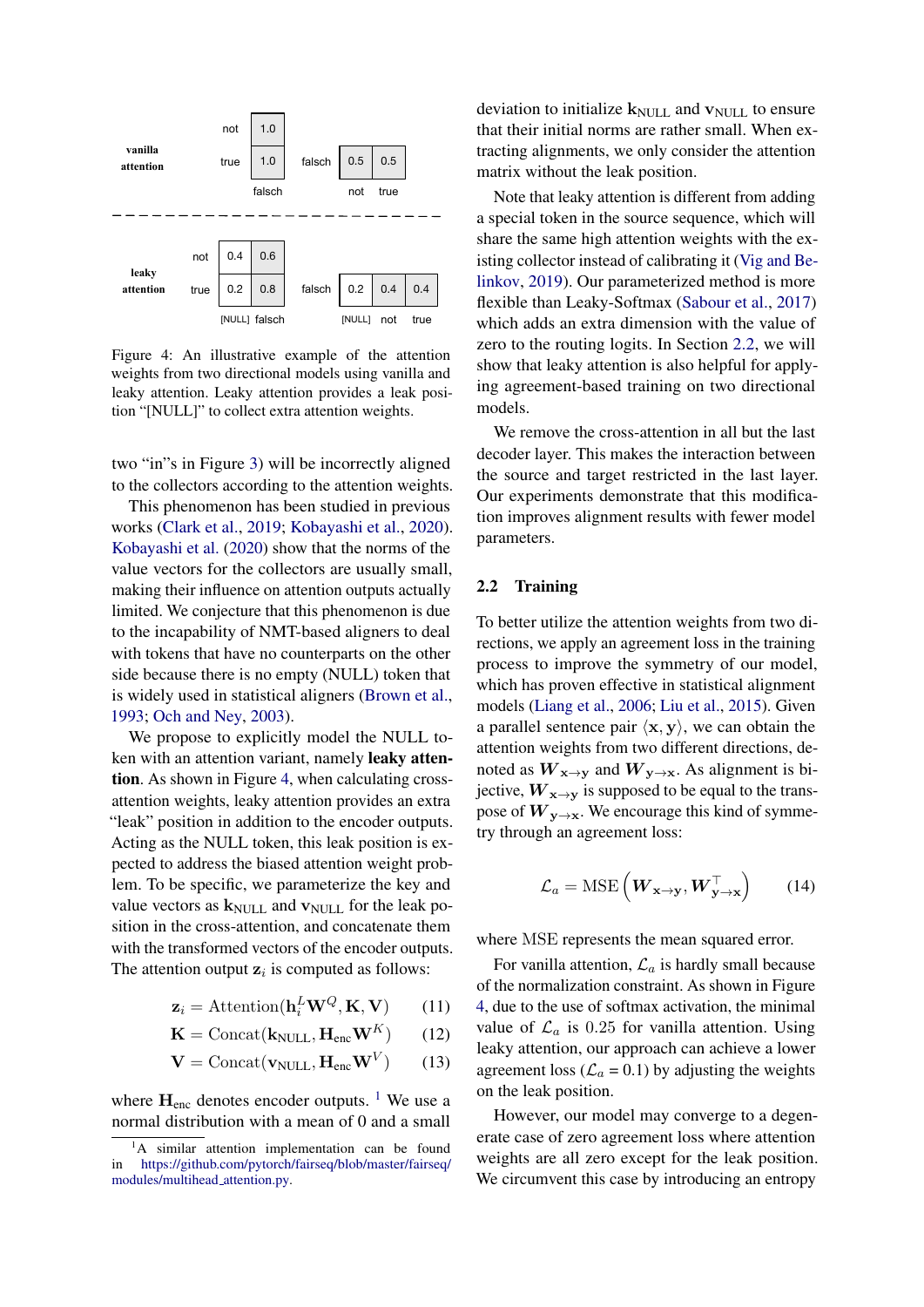|  | not | 1.0 |  |  |  |  |
|---|---|---|---|---|---|---|
| **vanilla attention** | true | 1.0 | falsch | 0.5 | 0.5 |  |
|  |  | falsch |  | not | true |  |

|  |  | | | | | | |
|---|---|---|---|---|---|---|---|
|  | not | 0.4 | 0.6 |  |  |  |  |
| **leaky attention** | true | 0.2 | 0.8 | falsch | 0.2 | 0.4 | 0.4 |
|  |  | [NULL] | falsch |  | [NULL] | not | true |

Figure 4: An illustrative example of the attention weights from two directional models using vanilla and leaky attention. Leaky attention provides a leak position "[NULL]" to collect extra attention weights.

two "in"s in Figure 3) will be incorrectly aligned to the collectors according to the attention weights.

This phenomenon has been studied in previous works (Clark et al., 2019; Kobayashi et al., 2020). Kobayashi et al. (2020) show that the norms of the value vectors for the collectors are usually small, making their influence on attention outputs actually limited. We conjecture that this phenomenon is due to the incapability of NMT-based aligners to deal with tokens that have no counterparts on the other side because there is no empty (NULL) token that is widely used in statistical aligners (Brown et al., 1993; Och and Ney, 2003).

We propose to explicitly model the NULL token with an attention variant, namely **leaky attention**. As shown in Figure 4, when calculating cross-attention weights, leaky attention provides an extra "leak" position in addition to the encoder outputs. Acting as the NULL token, this leak position is expected to address the biased attention weight problem. To be specific, we parameterize the key and value vectors as $\mathbf{k}_{\text{NULL}}$ and $\mathbf{v}_{\text{NULL}}$ for the leak position in the cross-attention, and concatenate them with the transformed vectors of the encoder outputs. The attention output $\mathbf{z}_i$ is computed as follows:

$$\mathbf{z}_i = \text{Attention}(\mathbf{h}_i^L \mathbf{W}^Q, \mathbf{K}, \mathbf{V}) \tag{11}$$

$$\mathbf{K} = \text{Concat}(\mathbf{k}_{\text{NULL}}, \mathbf{H}_{\text{enc}} \mathbf{W}^K) \tag{12}$$

$$\mathbf{V} = \text{Concat}(\mathbf{v}_{\text{NULL}}, \mathbf{H}_{\text{enc}} \mathbf{W}^V) \tag{13}$$

where $\mathbf{H}_{\text{enc}}$ denotes encoder outputs. [1] We use a normal distribution with a mean of 0 and a small deviation to initialize $\mathbf{k}_{\text{NULL}}$ and $\mathbf{v}_{\text{NULL}}$ to ensure that their initial norms are rather small. When extracting alignments, we only consider the attention matrix without the leak position.

Note that leaky attention is different from adding a special token in the source sequence, which will share the same high attention weights with the existing collector instead of calibrating it (Vig and Belinkov, 2019). Our parameterized method is more flexible than Leaky-Softmax (Sabour et al., 2017) which adds an extra dimension with the value of zero to the routing logits. In Section 2.2, we will show that leaky attention is also helpful for applying agreement-based training on two directional models.

We remove the cross-attention in all but the last decoder layer. This makes the interaction between the source and target restricted in the last layer. Our experiments demonstrate that this modification improves alignment results with fewer model parameters.

## 2.2 Training

To better utilize the attention weights from two directions, we apply an agreement loss in the training process to improve the symmetry of our model, which has proven effective in statistical alignment models (Liang et al., 2006; Liu et al., 2015). Given a parallel sentence pair $\langle \mathbf{x}, \mathbf{y} \rangle$, we can obtain the attention weights from two different directions, denoted as $\boldsymbol{W}_{\mathbf{x}\to\mathbf{y}}$ and $\boldsymbol{W}_{\mathbf{y}\to\mathbf{x}}$. As alignment is bijective, $\boldsymbol{W}_{\mathbf{x}\to\mathbf{y}}$ is supposed to be equal to the transpose of $\boldsymbol{W}_{\mathbf{y}\to\mathbf{x}}$. We encourage this kind of symmetry through an agreement loss:

$$\mathcal{L}_a = \text{MSE}\left(\boldsymbol{W}_{\mathbf{x}\to\mathbf{y}}, \boldsymbol{W}_{\mathbf{y}\to\mathbf{x}}^\top\right) \tag{14}$$

where MSE represents the mean squared error.

For vanilla attention, $\mathcal{L}_a$ is hardly small because of the normalization constraint. As shown in Figure 4, due to the use of softmax activation, the minimal value of $\mathcal{L}_a$ is 0.25 for vanilla attention. Using leaky attention, our approach can achieve a lower agreement loss ($\mathcal{L}_a = 0.1$) by adjusting the weights on the leak position.

However, our model may converge to a degenerate case of zero agreement loss where attention weights are all zero except for the leak position. We circumvent this case by introducing an entropy

[1] A similar attention implementation can be found in https://github.com/pytorch/fairseq/blob/master/fairseq/modules/multihead_attention.py.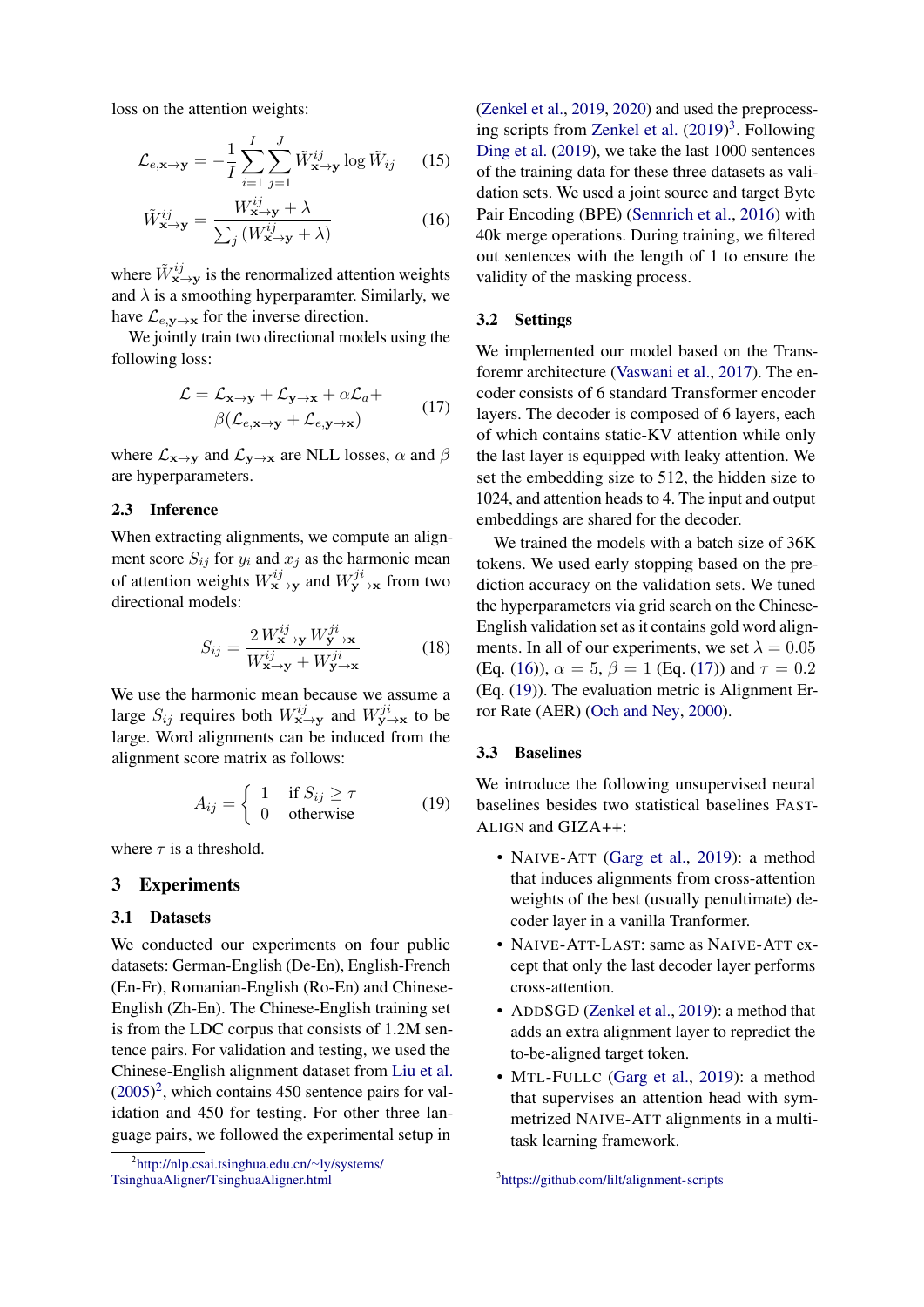loss on the attention weights:

$$\mathcal{L}_{e,\mathbf{x}\rightarrow\mathbf{y}} = -\frac{1}{I}\sum_{i=1}^{I}\sum_{j=1}^{J}\tilde{W}^{ij}_{\mathbf{x}\rightarrow\mathbf{y}} \log \tilde{W}_{ij} \tag{15}$$

$$\tilde{W}^{ij}_{\mathbf{x}\rightarrow\mathbf{y}} = \frac{W^{ij}_{\mathbf{x}\rightarrow\mathbf{y}} + \lambda}{\sum_j (W^{ij}_{\mathbf{x}\rightarrow\mathbf{y}} + \lambda)} \tag{16}$$

where $\tilde{W}^{ij}_{\mathbf{x}\rightarrow\mathbf{y}}$ is the renormalized attention weights and $\lambda$ is a smoothing hyperparamter. Similarly, we have $\mathcal{L}_{e,\mathbf{y}\rightarrow\mathbf{x}}$ for the inverse direction.

We jointly train two directional models using the following loss:

$$\mathcal{L} = \mathcal{L}_{\mathbf{x}\rightarrow\mathbf{y}} + \mathcal{L}_{\mathbf{y}\rightarrow\mathbf{x}} + \alpha\mathcal{L}_a + \beta(\mathcal{L}_{e,\mathbf{x}\rightarrow\mathbf{y}} + \mathcal{L}_{e,\mathbf{y}\rightarrow\mathbf{x}}) \tag{17}$$

where $\mathcal{L}_{\mathbf{x}\rightarrow\mathbf{y}}$ and $\mathcal{L}_{\mathbf{y}\rightarrow\mathbf{x}}$ are NLL losses, $\alpha$ and $\beta$ are hyperparameters.

### 2.3 Inference

When extracting alignments, we compute an alignment score $S_{ij}$ for $y_i$ and $x_j$ as the harmonic mean of attention weights $W^{ij}_{\mathbf{x}\rightarrow\mathbf{y}}$ and $W^{ji}_{\mathbf{y}\rightarrow\mathbf{x}}$ from two directional models:

$$S_{ij} = \frac{2\, W^{ij}_{\mathbf{x}\rightarrow\mathbf{y}}\, W^{ji}_{\mathbf{y}\rightarrow\mathbf{x}}}{W^{ij}_{\mathbf{x}\rightarrow\mathbf{y}} + W^{ji}_{\mathbf{y}\rightarrow\mathbf{x}}} \tag{18}$$

We use the harmonic mean because we assume a large $S_{ij}$ requires both $W^{ij}_{\mathbf{x}\rightarrow\mathbf{y}}$ and $W^{ji}_{\mathbf{y}\rightarrow\mathbf{x}}$ to be large. Word alignments can be induced from the alignment score matrix as follows:

$$A_{ij} = \begin{cases} 1 & \text{if } S_{ij} \geq \tau \\ 0 & \text{otherwise} \end{cases} \tag{19}$$

where $\tau$ is a threshold.

## 3 Experiments

### 3.1 Datasets

We conducted our experiments on four public datasets: German-English (De-En), English-French (En-Fr), Romanian-English (Ro-En) and Chinese-English (Zh-En). The Chinese-English training set is from the LDC corpus that consists of 1.2M sentence pairs. For validation and testing, we used the Chinese-English alignment dataset from Liu et al. (2005)[2], which contains 450 sentence pairs for validation and 450 for testing. For other three language pairs, we followed the experimental setup in (Zenkel et al., 2019, 2020) and used the preprocessing scripts from Zenkel et al. (2019)[3]. Following Ding et al. (2019), we take the last 1000 sentences of the training data for these three datasets as validation sets. We used a joint source and target Byte Pair Encoding (BPE) (Sennrich et al., 2016) with 40k merge operations. During training, we filtered out sentences with the length of 1 to ensure the validity of the masking process.

### 3.2 Settings

We implemented our model based on the Transforemr architecture (Vaswani et al., 2017). The encoder consists of 6 standard Transformer encoder layers. The decoder is composed of 6 layers, each of which contains static-KV attention while only the last layer is equipped with leaky attention. We set the embedding size to 512, the hidden size to 1024, and attention heads to 4. The input and output embeddings are shared for the decoder.

We trained the models with a batch size of 36K tokens. We used early stopping based on the prediction accuracy on the validation sets. We tuned the hyperparameters via grid search on the Chinese-English validation set as it contains gold word alignments. In all of our experiments, we set $\lambda = 0.05$ (Eq. (16)), $\alpha = 5$, $\beta = 1$ (Eq. (17)) and $\tau = 0.2$ (Eq. (19)). The evaluation metric is Alignment Error Rate (AER) (Och and Ney, 2000).

### 3.3 Baselines

We introduce the following unsupervised neural baselines besides two statistical baselines FAST-ALIGN and GIZA++:

- NAIVE-ATT (Garg et al., 2019): a method that induces alignments from cross-attention weights of the best (usually penultimate) decoder layer in a vanilla Tranformer.
- NAIVE-ATT-LAST: same as NAIVE-ATT except that only the last decoder layer performs cross-attention.
- ADDSGD (Zenkel et al., 2019): a method that adds an extra alignment layer to repredict the to-be-aligned target token.
- MTL-FULLC (Garg et al., 2019): a method that supervises an attention head with symmetrized NAIVE-ATT alignments in a multi-task learning framework.

[2] http://nlp.csai.tsinghua.edu.cn/~ly/systems/TsinghuaAligner/TsinghuaAligner.html

[3] https://github.com/lilt/alignment-scripts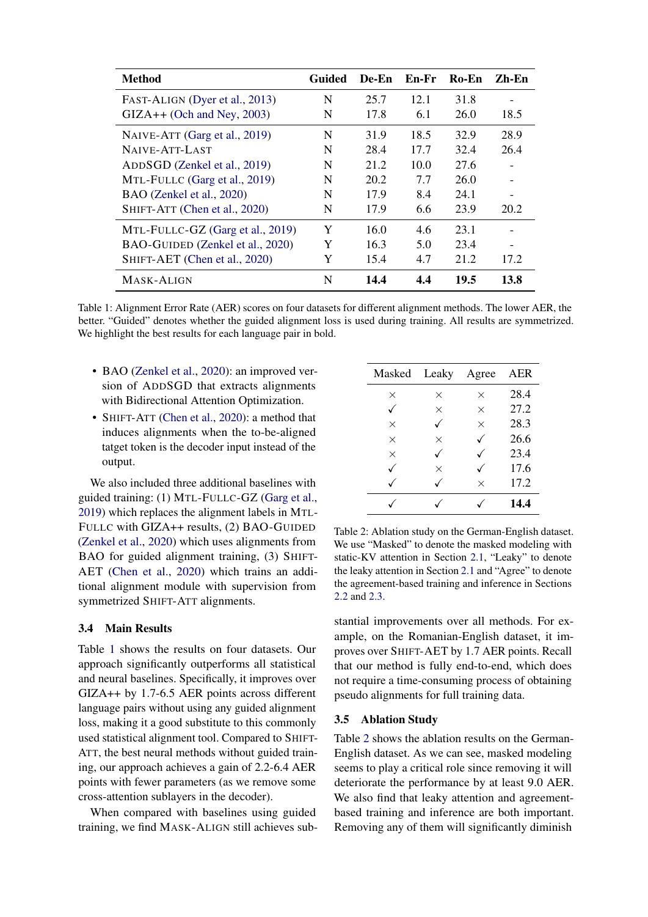| Method | Guided | De-En | En-Fr | Ro-En | Zh-En |
|---|---|---|---|---|---|
| FAST-ALIGN (Dyer et al., 2013) | N | 25.7 | 12.1 | 31.8 | - |
| GIZA++ (Och and Ney, 2003) | N | 17.8 | 6.1 | 26.0 | 18.5 |
| NAIVE-ATT (Garg et al., 2019) | N | 31.9 | 18.5 | 32.9 | 28.9 |
| NAIVE-ATT-LAST | N | 28.4 | 17.7 | 32.4 | 26.4 |
| ADDSGD (Zenkel et al., 2019) | N | 21.2 | 10.0 | 27.6 | - |
| MTL-FULLC (Garg et al., 2019) | N | 20.2 | 7.7 | 26.0 | - |
| BAO (Zenkel et al., 2020) | N | 17.9 | 8.4 | 24.1 | - |
| SHIFT-ATT (Chen et al., 2020) | N | 17.9 | 6.6 | 23.9 | 20.2 |
| MTL-FULLC-GZ (Garg et al., 2019) | Y | 16.0 | 4.6 | 23.1 | - |
| BAO-GUIDED (Zenkel et al., 2020) | Y | 16.3 | 5.0 | 23.4 | - |
| SHIFT-AET (Chen et al., 2020) | Y | 15.4 | 4.7 | 21.2 | 17.2 |
| MASK-ALIGN | N | **14.4** | **4.4** | **19.5** | **13.8** |

Table 1: Alignment Error Rate (AER) scores on four datasets for different alignment methods. The lower AER, the better. "Guided" denotes whether the guided alignment loss is used during training. All results are symmetrized. We highlight the best results for each language pair in bold.

- BAO (Zenkel et al., 2020): an improved version of ADDSGD that extracts alignments with Bidirectional Attention Optimization.
- SHIFT-ATT (Chen et al., 2020): a method that induces alignments when the to-be-aligned tatget token is the decoder input instead of the output.

We also included three additional baselines with guided training: (1) MTL-FULLC-GZ (Garg et al., 2019) which replaces the alignment labels in MTL-FULLC with GIZA++ results, (2) BAO-GUIDED (Zenkel et al., 2020) which uses alignments from BAO for guided alignment training, (3) SHIFT-AET (Chen et al., 2020) which trains an additional alignment module with supervision from symmetrized SHIFT-ATT alignments.

### 3.4 Main Results

Table 1 shows the results on four datasets. Our approach significantly outperforms all statistical and neural baselines. Specifically, it improves over GIZA++ by 1.7-6.5 AER points across different language pairs without using any guided alignment loss, making it a good substitute to this commonly used statistical alignment tool. Compared to SHIFT-ATT, the best neural methods without guided training, our approach achieves a gain of 2.2-6.4 AER points with fewer parameters (as we remove some cross-attention sublayers in the decoder).

When compared with baselines using guided training, we find MASK-ALIGN still achieves substantial improvements over all methods. For example, on the Romanian-English dataset, it improves over SHIFT-AET by 1.7 AER points. Recall that our method is fully end-to-end, which does not require a time-consuming process of obtaining pseudo alignments for full training data.

| Masked | Leaky | Agree | AER |
|---|---|---|---|
| × | × | × | 28.4 |
| ✓ | × | × | 27.2 |
| × | ✓ | × | 28.3 |
| × | × | ✓ | 26.6 |
| × | ✓ | ✓ | 23.4 |
| ✓ | × | ✓ | 17.6 |
| ✓ | ✓ | × | 17.2 |
| ✓ | ✓ | ✓ | **14.4** |

Table 2: Ablation study on the German-English dataset. We use "Masked" to denote the masked modeling with static-KV attention in Section 2.1, "Leaky" to denote the leaky attention in Section 2.1 and "Agree" to denote the agreement-based training and inference in Sections 2.2 and 2.3.

### 3.5 Ablation Study

Table 2 shows the ablation results on the German-English dataset. As we can see, masked modeling seems to play a critical role since removing it will deteriorate the performance by at least 9.0 AER. We also find that leaky attention and agreement-based training and inference are both important. Removing any of them will significantly diminish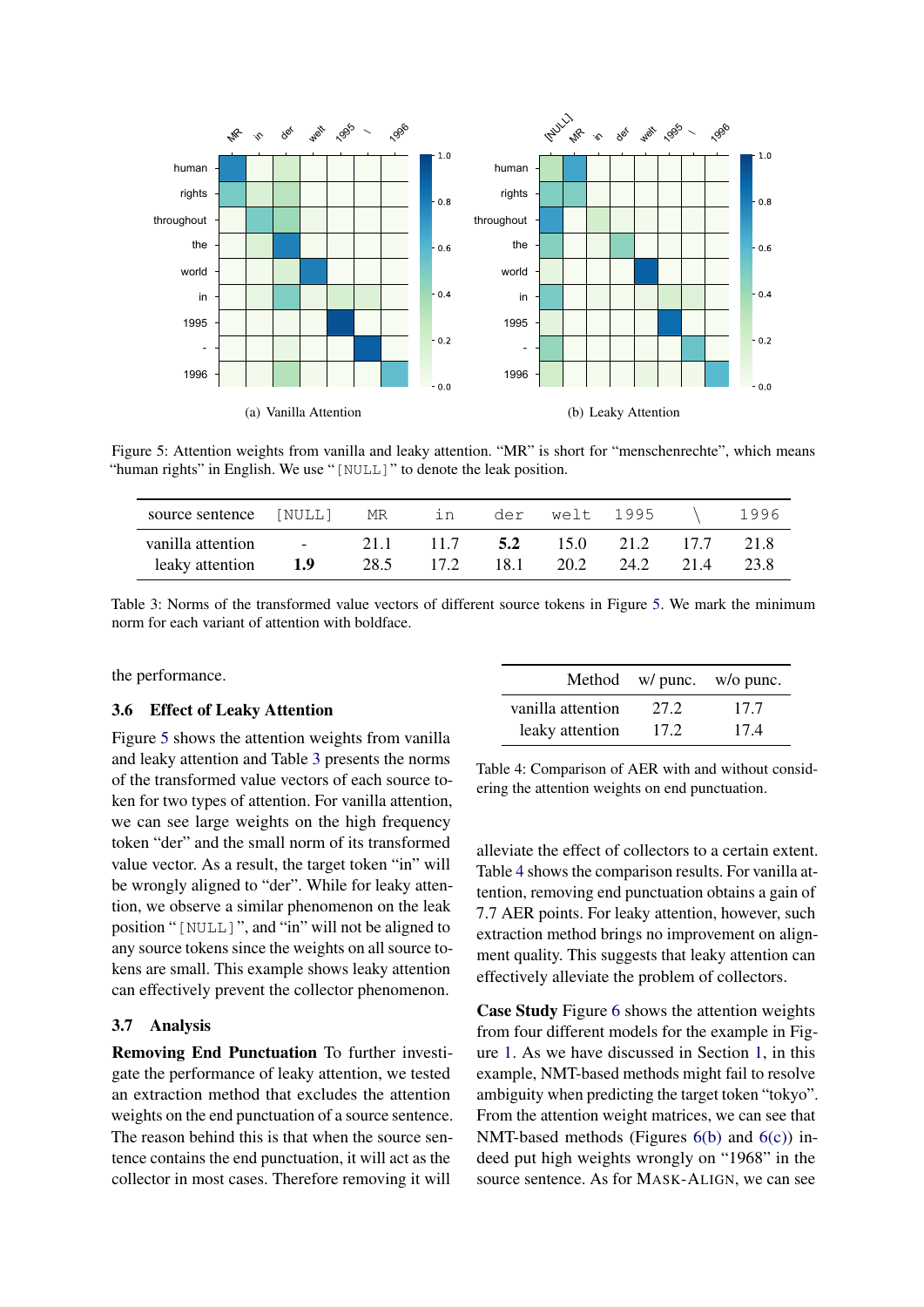(a) Vanilla Attention

(b) Leaky Attention

Figure 5: Attention weights from vanilla and leaky attention. "MR" is short for "menschenrechte", which means "human rights" in English. We use "`[NULL]`" to denote the leak position.

| source sentence | `[NULL]` | `MR` | `in` | `der` | `welt` | `1995` | `\` | `1996` |
|---|---|---|---|---|---|---|---|---|
| vanilla attention | - | 21.1 | 11.7 | **5.2** | 15.0 | 21.2 | 17.7 | 21.8 |
| leaky attention | **1.9** | 28.5 | 17.2 | 18.1 | 20.2 | 24.2 | 21.4 | 23.8 |

Table 3: Norms of the transformed value vectors of different source tokens in Figure 5. We mark the minimum norm for each variant of attention with boldface.

the performance.

### 3.6 Effect of Leaky Attention

Figure 5 shows the attention weights from vanilla and leaky attention and Table 3 presents the norms of the transformed value vectors of each source token for two types of attention. For vanilla attention, we can see large weights on the high frequency token "der" and the small norm of its transformed value vector. As a result, the target token "in" will be wrongly aligned to "der". While for leaky attention, we observe a similar phenomenon on the leak position "`[NULL]`", and "in" will not be aligned to any source tokens since the weights on all source tokens are small. This example shows leaky attention can effectively prevent the collector phenomenon.

### 3.7 Analysis

**Removing End Punctuation** To further investigate the performance of leaky attention, we tested an extraction method that excludes the attention weights on the end punctuation of a source sentence. The reason behind this is that when the source sentence contains the end punctuation, it will act as the collector in most cases. Therefore removing it will alleviate the effect of collectors to a certain extent. Table 4 shows the comparison results. For vanilla attention, removing end punctuation obtains a gain of 7.7 AER points. For leaky attention, however, such extraction method brings no improvement on alignment quality. This suggests that leaky attention can effectively alleviate the problem of collectors.

| Method | w/ punc. | w/o punc. |
|---|---|---|
| vanilla attention | 27.2 | 17.7 |
| leaky attention | 17.2 | 17.4 |

Table 4: Comparison of AER with and without considering the attention weights on end punctuation.

**Case Study** Figure 6 shows the attention weights from four different models for the example in Figure 1. As we have discussed in Section 1, in this example, NMT-based methods might fail to resolve ambiguity when predicting the target token "tokyo". From the attention weight matrices, we can see that NMT-based methods (Figures 6(b) and 6(c)) indeed put high weights wrongly on "1968" in the source sentence. As for MASK-ALIGN, we can see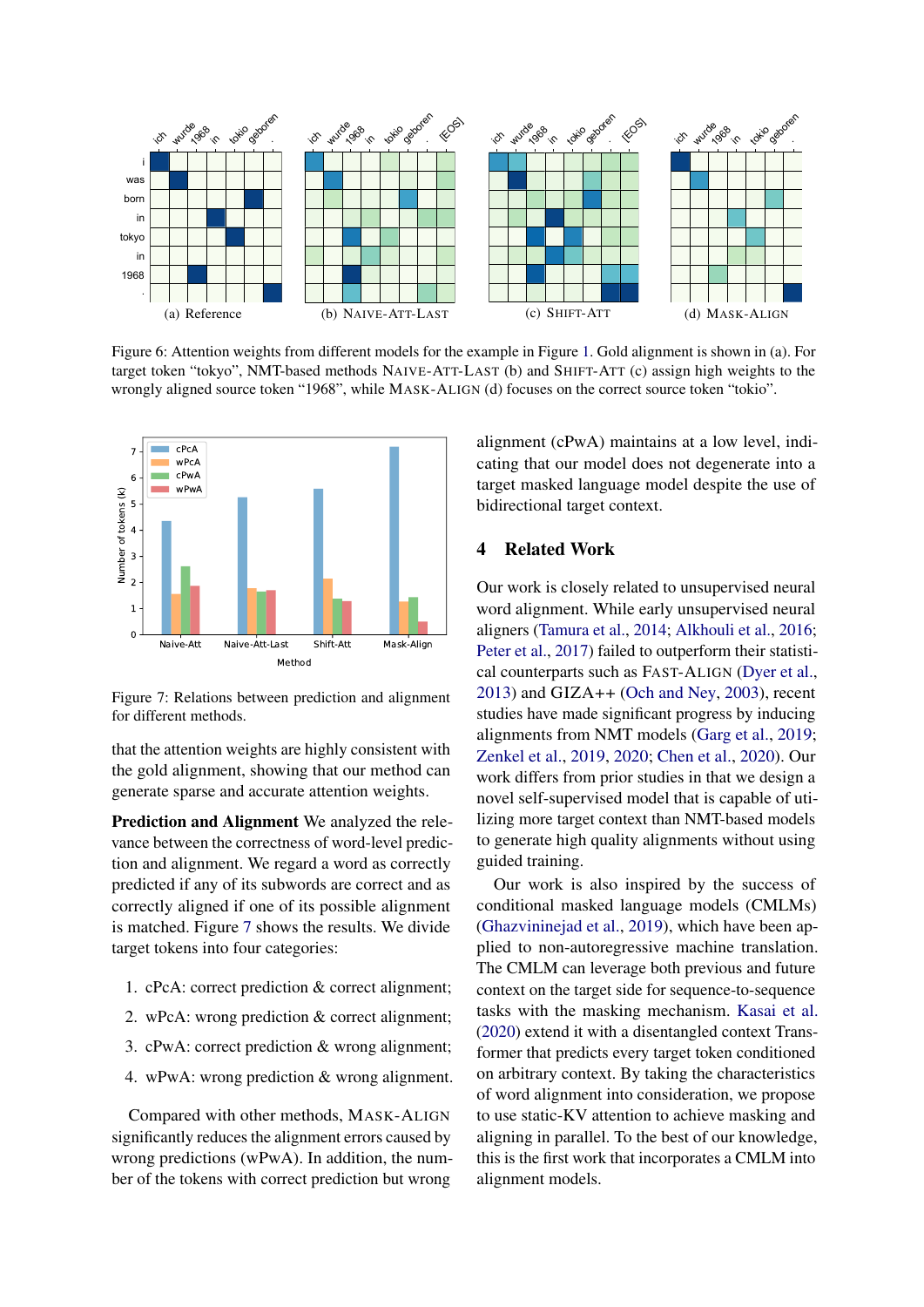Figure 6: Attention weights from different models for the example in Figure 1. Gold alignment is shown in (a). For target token "tokyo", NMT-based methods NAIVE-ATT-LAST (b) and SHIFT-ATT (c) assign high weights to the wrongly aligned source token "1968", while MASK-ALIGN (d) focuses on the correct source token "tokio".

Figure 7: Relations between prediction and alignment for different methods.

that the attention weights are highly consistent with the gold alignment, showing that our method can generate sparse and accurate attention weights.

**Prediction and Alignment** We analyzed the relevance between the correctness of word-level prediction and alignment. We regard a word as correctly predicted if any of its subwords are correct and as correctly aligned if one of its possible alignment is matched. Figure 7 shows the results. We divide target tokens into four categories:

1. cPcA: correct prediction & correct alignment;
2. wPcA: wrong prediction & correct alignment;
3. cPwA: correct prediction & wrong alignment;
4. wPwA: wrong prediction & wrong alignment.

Compared with other methods, MASK-ALIGN significantly reduces the alignment errors caused by wrong predictions (wPwA). In addition, the number of the tokens with correct prediction but wrong alignment (cPwA) maintains at a low level, indicating that our model does not degenerate into a target masked language model despite the use of bidirectional target context.

## 4 Related Work

Our work is closely related to unsupervised neural word alignment. While early unsupervised neural aligners (Tamura et al., 2014; Alkhouli et al., 2016; Peter et al., 2017) failed to outperform their statistical counterparts such as FAST-ALIGN (Dyer et al., 2013) and GIZA++ (Och and Ney, 2003), recent studies have made significant progress by inducing alignments from NMT models (Garg et al., 2019; Zenkel et al., 2019, 2020; Chen et al., 2020). Our work differs from prior studies in that we design a novel self-supervised model that is capable of utilizing more target context than NMT-based models to generate high quality alignments without using guided training.

Our work is also inspired by the success of conditional masked language models (CMLMs) (Ghazvininejad et al., 2019), which have been applied to non-autoregressive machine translation. The CMLM can leverage both previous and future context on the target side for sequence-to-sequence tasks with the masking mechanism. Kasai et al. (2020) extend it with a disentangled context Transformer that predicts every target token conditioned on arbitrary context. By taking the characteristics of word alignment into consideration, we propose to use static-KV attention to achieve masking and aligning in parallel. To the best of our knowledge, this is the first work that incorporates a CMLM into alignment models.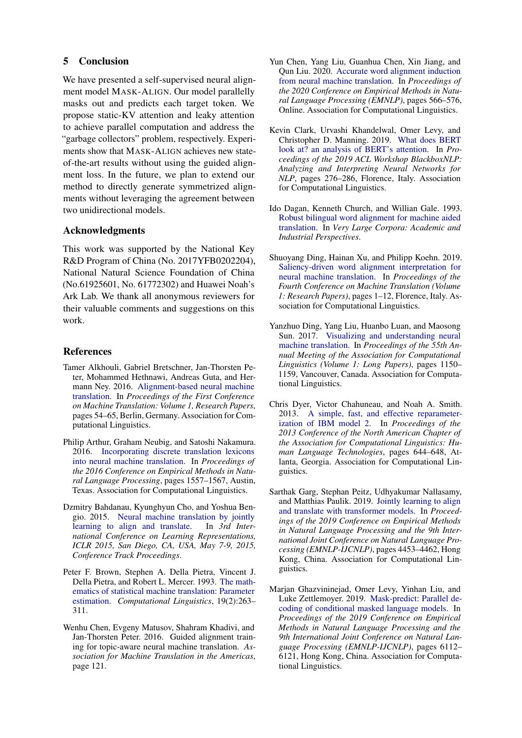## 5 Conclusion

We have presented a self-supervised neural alignment model Mask-Align. Our model parallelly masks out and predicts each target token. We propose static-KV attention and leaky attention to achieve parallel computation and address the "garbage collectors" problem, respectively. Experiments show that Mask-Align achieves new state-of-the-art results without using the guided alignment loss. In the future, we plan to extend our method to directly generate symmetrized alignments without leveraging the agreement between two unidirectional models.

## Acknowledgments

This work was supported by the National Key R&D Program of China (No. 2017YFB0202204), National Natural Science Foundation of China (No.61925601, No. 61772302) and Huawei Noah's Ark Lab. We thank all anonymous reviewers for their valuable comments and suggestions on this work.

## References

Tamer Alkhouli, Gabriel Bretschner, Jan-Thorsten Peter, Mohammed Hethnawi, Andreas Guta, and Hermann Ney. 2016. Alignment-based neural machine translation. In *Proceedings of the First Conference on Machine Translation: Volume 1, Research Papers*, pages 54–65, Berlin, Germany. Association for Computational Linguistics.

Philip Arthur, Graham Neubig, and Satoshi Nakamura. 2016. Incorporating discrete translation lexicons into neural machine translation. In *Proceedings of the 2016 Conference on Empirical Methods in Natural Language Processing*, pages 1557–1567, Austin, Texas. Association for Computational Linguistics.

Dzmitry Bahdanau, Kyunghyun Cho, and Yoshua Bengio. 2015. Neural machine translation by jointly learning to align and translate. In *3rd International Conference on Learning Representations, ICLR 2015, San Diego, CA, USA, May 7-9, 2015, Conference Track Proceedings*.

Peter F. Brown, Stephen A. Della Pietra, Vincent J. Della Pietra, and Robert L. Mercer. 1993. The mathematics of statistical machine translation: Parameter estimation. *Computational Linguistics*, 19(2):263–311.

Wenhu Chen, Evgeny Matusov, Shahram Khadivi, and Jan-Thorsten Peter. 2016. Guided alignment training for topic-aware neural machine translation. *Association for Machine Translation in the Americas*, page 121.

Yun Chen, Yang Liu, Guanhua Chen, Xin Jiang, and Qun Liu. 2020. Accurate word alignment induction from neural machine translation. In *Proceedings of the 2020 Conference on Empirical Methods in Natural Language Processing (EMNLP)*, pages 566–576, Online. Association for Computational Linguistics.

Kevin Clark, Urvashi Khandelwal, Omer Levy, and Christopher D. Manning. 2019. What does BERT look at? an analysis of BERT's attention. In *Proceedings of the 2019 ACL Workshop BlackboxNLP: Analyzing and Interpreting Neural Networks for NLP*, pages 276–286, Florence, Italy. Association for Computational Linguistics.

Ido Dagan, Kenneth Church, and Willian Gale. 1993. Robust bilingual word alignment for machine aided translation. In *Very Large Corpora: Academic and Industrial Perspectives*.

Shuoyang Ding, Hainan Xu, and Philipp Koehn. 2019. Saliency-driven word alignment interpretation for neural machine translation. In *Proceedings of the Fourth Conference on Machine Translation (Volume 1: Research Papers)*, pages 1–12, Florence, Italy. Association for Computational Linguistics.

Yanzhuo Ding, Yang Liu, Huanbo Luan, and Maosong Sun. 2017. Visualizing and understanding neural machine translation. In *Proceedings of the 55th Annual Meeting of the Association for Computational Linguistics (Volume 1: Long Papers)*, pages 1150–1159, Vancouver, Canada. Association for Computational Linguistics.

Chris Dyer, Victor Chahuneau, and Noah A. Smith. 2013. A simple, fast, and effective reparameterization of IBM model 2. In *Proceedings of the 2013 Conference of the North American Chapter of the Association for Computational Linguistics: Human Language Technologies*, pages 644–648, Atlanta, Georgia. Association for Computational Linguistics.

Sarthak Garg, Stephan Peitz, Udhyakumar Nallasamy, and Matthias Paulik. 2019. Jointly learning to align and translate with transformer models. In *Proceedings of the 2019 Conference on Empirical Methods in Natural Language Processing and the 9th International Joint Conference on Natural Language Processing (EMNLP-IJCNLP)*, pages 4453–4462, Hong Kong, China. Association for Computational Linguistics.

Marjan Ghazvininejad, Omer Levy, Yinhan Liu, and Luke Zettlemoyer. 2019. Mask-predict: Parallel decoding of conditional masked language models. In *Proceedings of the 2019 Conference on Empirical Methods in Natural Language Processing and the 9th International Joint Conference on Natural Language Processing (EMNLP-IJCNLP)*, pages 6112–6121, Hong Kong, China. Association for Computational Linguistics.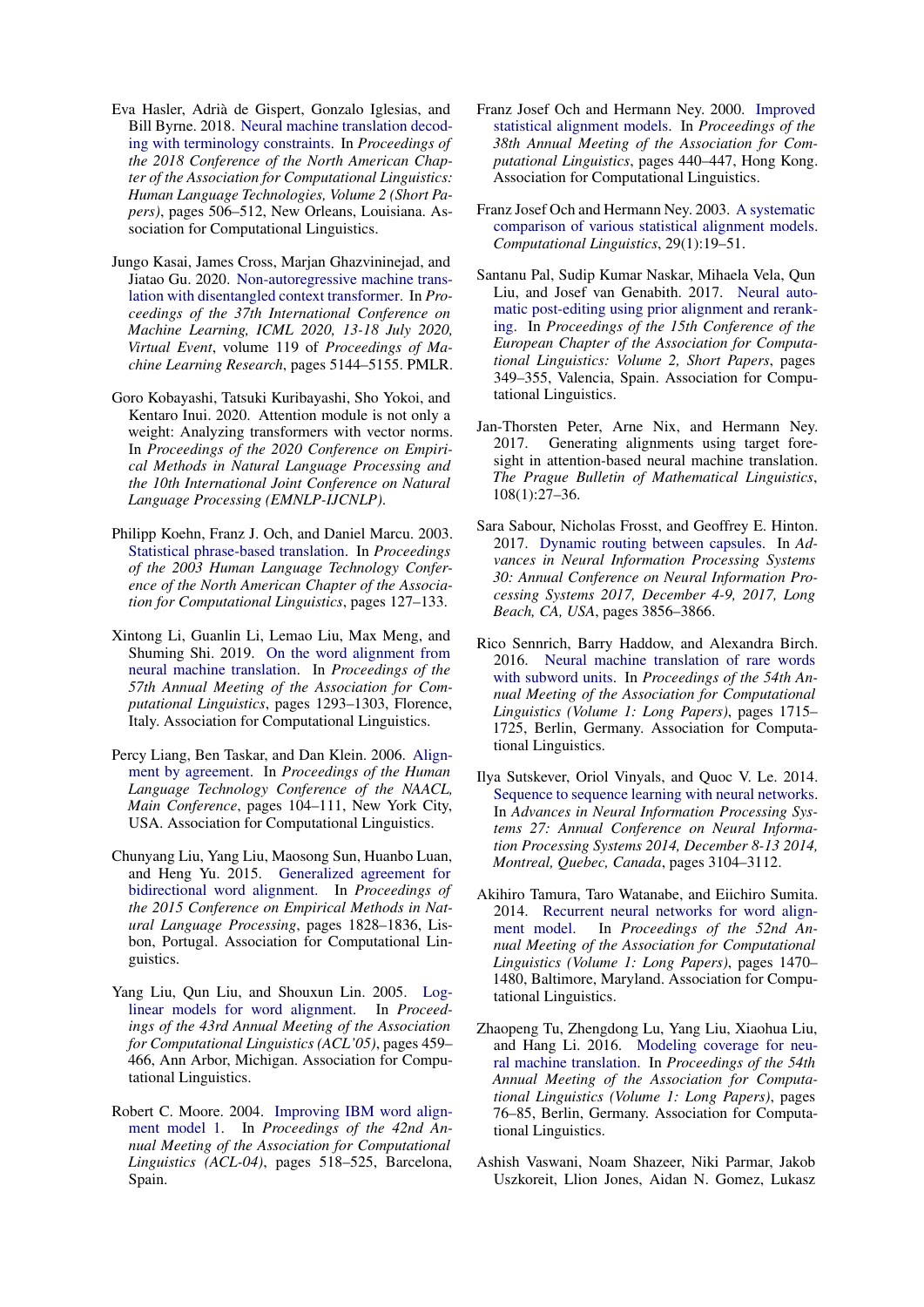Eva Hasler, Adrià de Gispert, Gonzalo Iglesias, and Bill Byrne. 2018. Neural machine translation decoding with terminology constraints. In *Proceedings of the 2018 Conference of the North American Chapter of the Association for Computational Linguistics: Human Language Technologies, Volume 2 (Short Papers)*, pages 506–512, New Orleans, Louisiana. Association for Computational Linguistics.

Jungo Kasai, James Cross, Marjan Ghazvininejad, and Jiatao Gu. 2020. Non-autoregressive machine translation with disentangled context transformer. In *Proceedings of the 37th International Conference on Machine Learning, ICML 2020, 13-18 July 2020, Virtual Event*, volume 119 of *Proceedings of Machine Learning Research*, pages 5144–5155. PMLR.

Goro Kobayashi, Tatsuki Kuribayashi, Sho Yokoi, and Kentaro Inui. 2020. Attention module is not only a weight: Analyzing transformers with vector norms. In *Proceedings of the 2020 Conference on Empirical Methods in Natural Language Processing and the 10th International Joint Conference on Natural Language Processing (EMNLP-IJCNLP)*.

Philipp Koehn, Franz J. Och, and Daniel Marcu. 2003. Statistical phrase-based translation. In *Proceedings of the 2003 Human Language Technology Conference of the North American Chapter of the Association for Computational Linguistics*, pages 127–133.

Xintong Li, Guanlin Li, Lemao Liu, Max Meng, and Shuming Shi. 2019. On the word alignment from neural machine translation. In *Proceedings of the 57th Annual Meeting of the Association for Computational Linguistics*, pages 1293–1303, Florence, Italy. Association for Computational Linguistics.

Percy Liang, Ben Taskar, and Dan Klein. 2006. Alignment by agreement. In *Proceedings of the Human Language Technology Conference of the NAACL, Main Conference*, pages 104–111, New York City, USA. Association for Computational Linguistics.

Chunyang Liu, Yang Liu, Maosong Sun, Huanbo Luan, and Heng Yu. 2015. Generalized agreement for bidirectional word alignment. In *Proceedings of the 2015 Conference on Empirical Methods in Natural Language Processing*, pages 1828–1836, Lisbon, Portugal. Association for Computational Linguistics.

Yang Liu, Qun Liu, and Shouxun Lin. 2005. Log-linear models for word alignment. In *Proceedings of the 43rd Annual Meeting of the Association for Computational Linguistics (ACL'05)*, pages 459–466, Ann Arbor, Michigan. Association for Computational Linguistics.

Robert C. Moore. 2004. Improving IBM word alignment model 1. In *Proceedings of the 42nd Annual Meeting of the Association for Computational Linguistics (ACL-04)*, pages 518–525, Barcelona, Spain.

Franz Josef Och and Hermann Ney. 2000. Improved statistical alignment models. In *Proceedings of the 38th Annual Meeting of the Association for Computational Linguistics*, pages 440–447, Hong Kong. Association for Computational Linguistics.

Franz Josef Och and Hermann Ney. 2003. A systematic comparison of various statistical alignment models. *Computational Linguistics*, 29(1):19–51.

Santanu Pal, Sudip Kumar Naskar, Mihaela Vela, Qun Liu, and Josef van Genabith. 2017. Neural automatic post-editing using prior alignment and reranking. In *Proceedings of the 15th Conference of the European Chapter of the Association for Computational Linguistics: Volume 2, Short Papers*, pages 349–355, Valencia, Spain. Association for Computational Linguistics.

Jan-Thorsten Peter, Arne Nix, and Hermann Ney. 2017. Generating alignments using target foresight in attention-based neural machine translation. *The Prague Bulletin of Mathematical Linguistics*, 108(1):27–36.

Sara Sabour, Nicholas Frosst, and Geoffrey E. Hinton. 2017. Dynamic routing between capsules. In *Advances in Neural Information Processing Systems 30: Annual Conference on Neural Information Processing Systems 2017, December 4-9, 2017, Long Beach, CA, USA*, pages 3856–3866.

Rico Sennrich, Barry Haddow, and Alexandra Birch. 2016. Neural machine translation of rare words with subword units. In *Proceedings of the 54th Annual Meeting of the Association for Computational Linguistics (Volume 1: Long Papers)*, pages 1715–1725, Berlin, Germany. Association for Computational Linguistics.

Ilya Sutskever, Oriol Vinyals, and Quoc V. Le. 2014. Sequence to sequence learning with neural networks. In *Advances in Neural Information Processing Systems 27: Annual Conference on Neural Information Processing Systems 2014, December 8-13 2014, Montreal, Quebec, Canada*, pages 3104–3112.

Akihiro Tamura, Taro Watanabe, and Eiichiro Sumita. 2014. Recurrent neural networks for word alignment model. In *Proceedings of the 52nd Annual Meeting of the Association for Computational Linguistics (Volume 1: Long Papers)*, pages 1470–1480, Baltimore, Maryland. Association for Computational Linguistics.

Zhaopeng Tu, Zhengdong Lu, Yang Liu, Xiaohua Liu, and Hang Li. 2016. Modeling coverage for neural machine translation. In *Proceedings of the 54th Annual Meeting of the Association for Computational Linguistics (Volume 1: Long Papers)*, pages 76–85, Berlin, Germany. Association for Computational Linguistics.

Ashish Vaswani, Noam Shazeer, Niki Parmar, Jakob Uszkoreit, Llion Jones, Aidan N. Gomez, Lukasz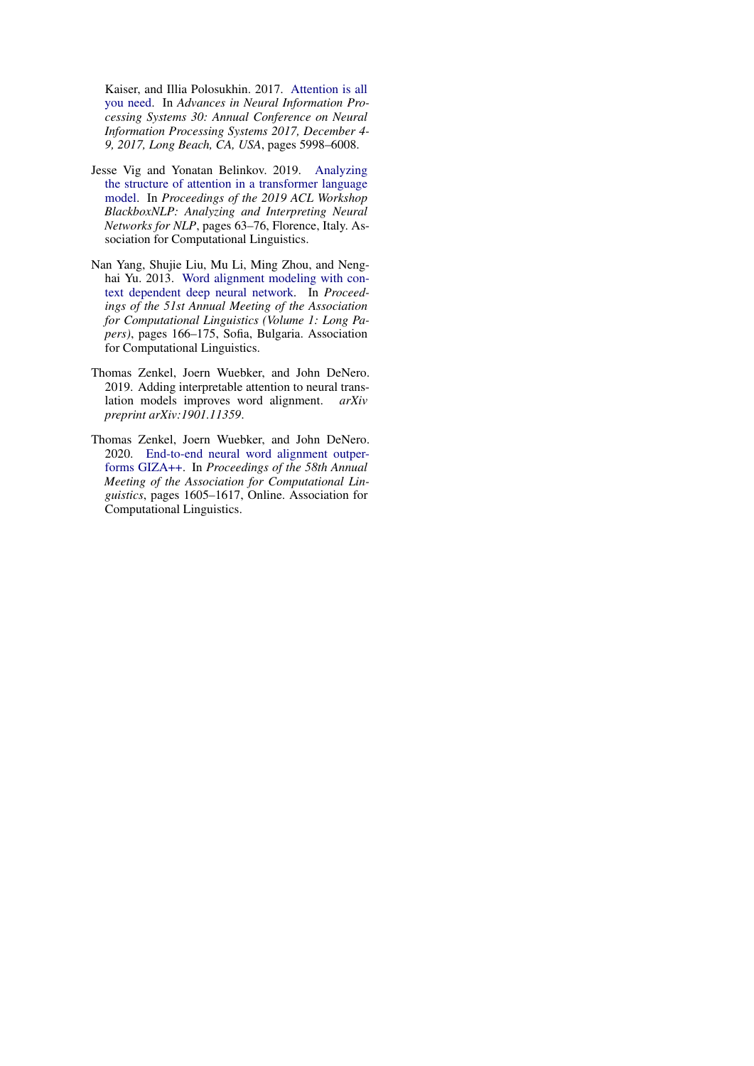Kaiser, and Illia Polosukhin. 2017. Attention is all you need. In *Advances in Neural Information Processing Systems 30: Annual Conference on Neural Information Processing Systems 2017, December 4-9, 2017, Long Beach, CA, USA*, pages 5998–6008.

Jesse Vig and Yonatan Belinkov. 2019. Analyzing the structure of attention in a transformer language model. In *Proceedings of the 2019 ACL Workshop BlackboxNLP: Analyzing and Interpreting Neural Networks for NLP*, pages 63–76, Florence, Italy. Association for Computational Linguistics.

Nan Yang, Shujie Liu, Mu Li, Ming Zhou, and Nenghai Yu. 2013. Word alignment modeling with context dependent deep neural network. In *Proceedings of the 51st Annual Meeting of the Association for Computational Linguistics (Volume 1: Long Papers)*, pages 166–175, Sofia, Bulgaria. Association for Computational Linguistics.

Thomas Zenkel, Joern Wuebker, and John DeNero. 2019. Adding interpretable attention to neural translation models improves word alignment. *arXiv preprint arXiv:1901.11359*.

Thomas Zenkel, Joern Wuebker, and John DeNero. 2020. End-to-end neural word alignment outperforms GIZA++. In *Proceedings of the 58th Annual Meeting of the Association for Computational Linguistics*, pages 1605–1617, Online. Association for Computational Linguistics.